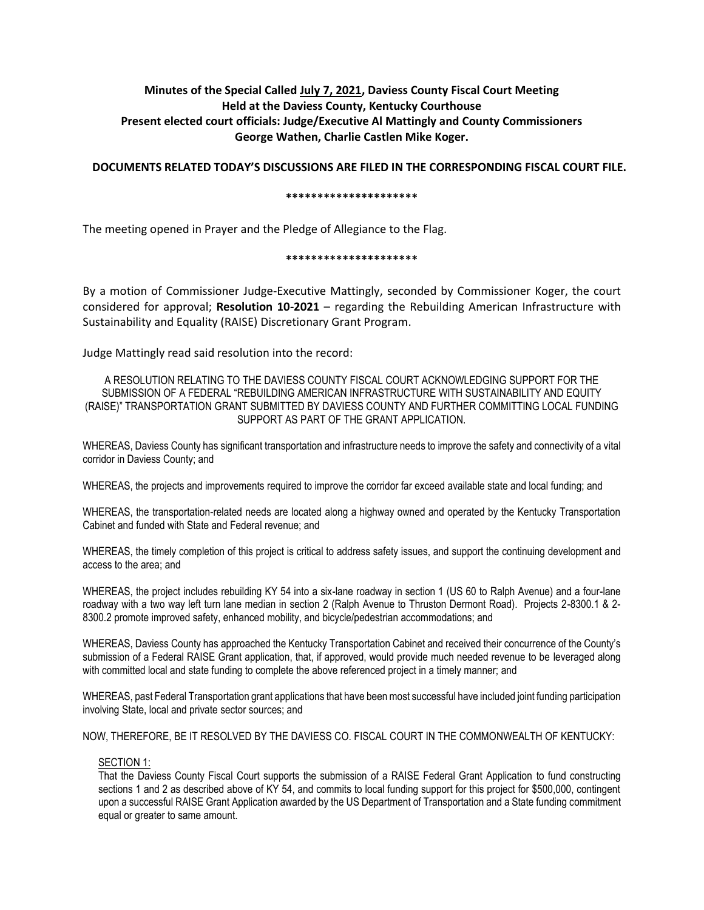**Minutes of the Special Called July 7, 2021, Daviess County Fiscal Court Meeting**
**Held at the Daviess County, Kentucky Courthouse**
**Present elected court officials: Judge/Executive Al Mattingly and County Commissioners George Wathen, Charlie Castlen Mike Koger.**

**DOCUMENTS RELATED TODAY'S DISCUSSIONS ARE FILED IN THE CORRESPONDING FISCAL COURT FILE.**

*********************

The meeting opened in Prayer and the Pledge of Allegiance to the Flag.

*********************

By a motion of Commissioner Judge-Executive Mattingly, seconded by Commissioner Koger, the court considered for approval; **Resolution 10-2021** – regarding the Rebuilding American Infrastructure with Sustainability and Equality (RAISE) Discretionary Grant Program.

Judge Mattingly read said resolution into the record:

A RESOLUTION RELATING TO THE DAVIESS COUNTY FISCAL COURT ACKNOWLEDGING SUPPORT FOR THE SUBMISSION OF A FEDERAL "REBUILDING AMERICAN INFRASTRUCTURE WITH SUSTAINABILITY AND EQUITY (RAISE)" TRANSPORTATION GRANT SUBMITTED BY DAVIESS COUNTY AND FURTHER COMMITTING LOCAL FUNDING SUPPORT AS PART OF THE GRANT APPLICATION.

WHEREAS, Daviess County has significant transportation and infrastructure needs to improve the safety and connectivity of a vital corridor in Daviess County; and

WHEREAS, the projects and improvements required to improve the corridor far exceed available state and local funding; and

WHEREAS, the transportation-related needs are located along a highway owned and operated by the Kentucky Transportation Cabinet and funded with State and Federal revenue; and

WHEREAS, the timely completion of this project is critical to address safety issues, and support the continuing development and access to the area; and

WHEREAS, the project includes rebuilding KY 54 into a six-lane roadway in section 1 (US 60 to Ralph Avenue) and a four-lane roadway with a two way left turn lane median in section 2 (Ralph Avenue to Thruston Dermont Road). Projects 2-8300.1 & 2-8300.2 promote improved safety, enhanced mobility, and bicycle/pedestrian accommodations; and

WHEREAS, Daviess County has approached the Kentucky Transportation Cabinet and received their concurrence of the County's submission of a Federal RAISE Grant application, that, if approved, would provide much needed revenue to be leveraged along with committed local and state funding to complete the above referenced project in a timely manner; and

WHEREAS, past Federal Transportation grant applications that have been most successful have included joint funding participation involving State, local and private sector sources; and

NOW, THEREFORE, BE IT RESOLVED BY THE DAVIESS CO. FISCAL COURT IN THE COMMONWEALTH OF KENTUCKY:

SECTION 1:

That the Daviess County Fiscal Court supports the submission of a RAISE Federal Grant Application to fund constructing sections 1 and 2 as described above of KY 54, and commits to local funding support for this project for $500,000, contingent upon a successful RAISE Grant Application awarded by the US Department of Transportation and a State funding commitment equal or greater to same amount.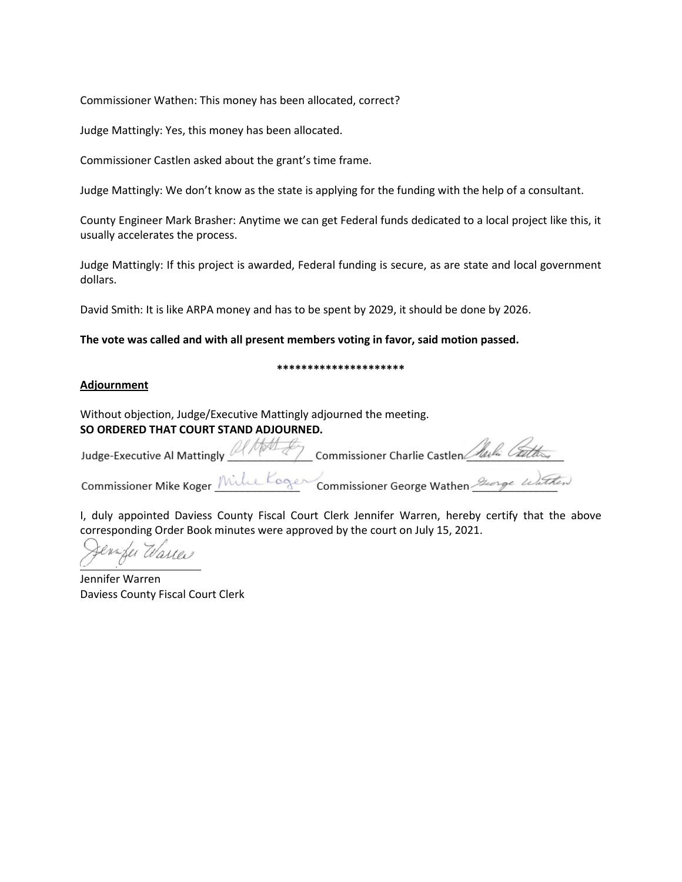Commissioner Wathen: This money has been allocated, correct?

Judge Mattingly: Yes, this money has been allocated.

Commissioner Castlen asked about the grant's time frame.

Judge Mattingly: We don't know as the state is applying for the funding with the help of a consultant.

County Engineer Mark Brasher: Anytime we can get Federal funds dedicated to a local project like this, it usually accelerates the process.

Judge Mattingly: If this project is awarded, Federal funding is secure, as are state and local government dollars.

David Smith: It is like ARPA money and has to be spent by 2029, it should be done by 2026.

**The vote was called and with all present members voting in favor, said motion passed.**

********************

**Adjournment**

Without objection, Judge/Executive Mattingly adjourned the meeting.
**SO ORDERED THAT COURT STAND ADJOURNED.**

Judge-Executive Al Mattingly ______________ Commissioner Charlie Castlen ______________

Commissioner Mike Koger ______________ Commissioner George Wathen ______________

I, duly appointed Daviess County Fiscal Court Clerk Jennifer Warren, hereby certify that the above corresponding Order Book minutes were approved by the court on July 15, 2021.

______________________
Jennifer Warren
Daviess County Fiscal Court Clerk